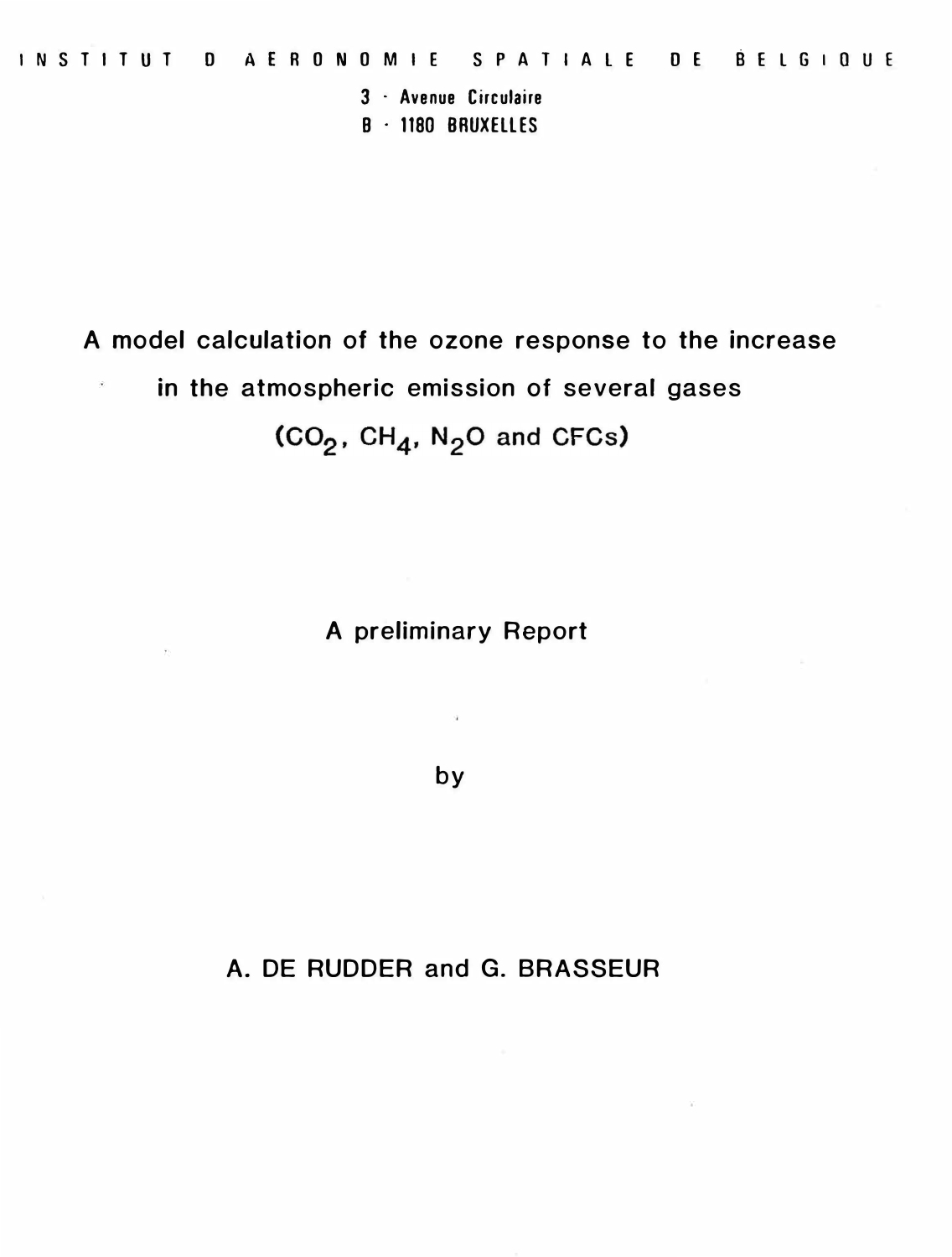INSTITUT D AERONOMIE SPATIALE DE BELGIQUE

3 - Avenue Circulaire

B - 1180 BRUXELLES

# A model calculation of the ozone response to the increase in the atmospheric emission of several gases ($CO_2$, $CH_4$, $N_2O$ and CFCs)

A preliminary Report

by

A. DE RUDDER and G. BRASSEUR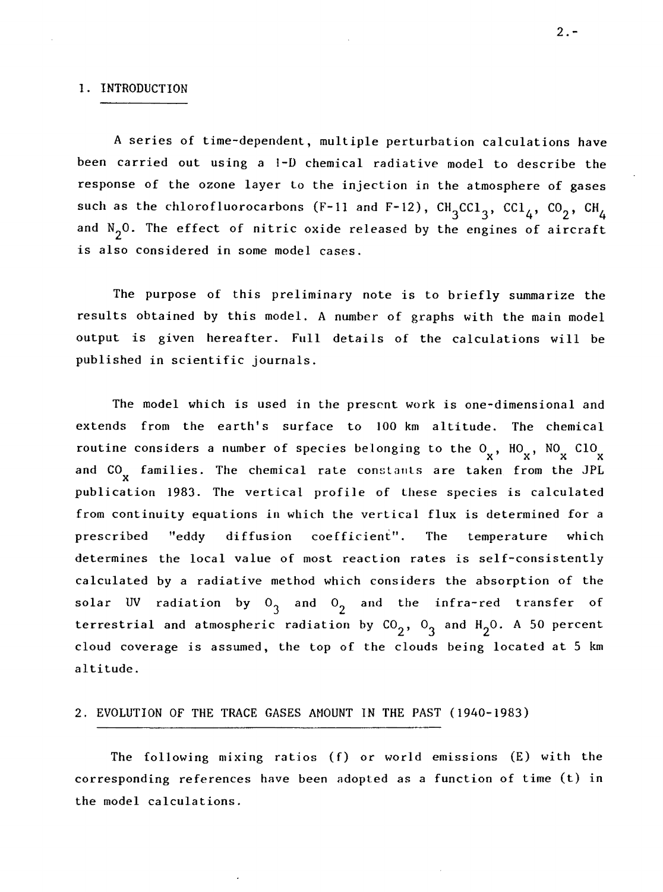## 1. INTRODUCTION

A series of time-dependent, multiple perturbation calculations have been carried out using a 1-D chemical radiative model to describe the response of the ozone layer to the injection in the atmosphere of gases such as the chlorofluorocarbons (F-11 and F-12), $CH_3CCl_3$, $CCl_4$, $CO_2$, $CH_4$ and $N_2O$. The effect of nitric oxide released by the engines of aircraft is also considered in some model cases.

The purpose of this preliminary note is to briefly summarize the results obtained by this model. A number of graphs with the main model output is given hereafter. Full details of the calculations will be published in scientific journals.

The model which is used in the present work is one-dimensional and extends from the earth's surface to 100 km altitude. The chemical routine considers a number of species belonging to the $O_x$, $HO_x$, $NO_x$ $ClO_x$ and $CO_x$ families. The chemical rate constants are taken from the JPL publication 1983. The vertical profile of these species is calculated from continuity equations in which the vertical flux is determined for a prescribed "eddy diffusion coefficient". The temperature which determines the local value of most reaction rates is self-consistently calculated by a radiative method which considers the absorption of the solar UV radiation by $O_3$ and $O_2$ and the infra-red transfer of terrestrial and atmospheric radiation by $CO_2$, $O_3$ and $H_2O$. A 50 percent cloud coverage is assumed, the top of the clouds being located at 5 km altitude.

## 2. EVOLUTION OF THE TRACE GASES AMOUNT IN THE PAST (1940-1983)

The following mixing ratios (f) or world emissions (E) with the corresponding references have been adopted as a function of time (t) in the model calculations.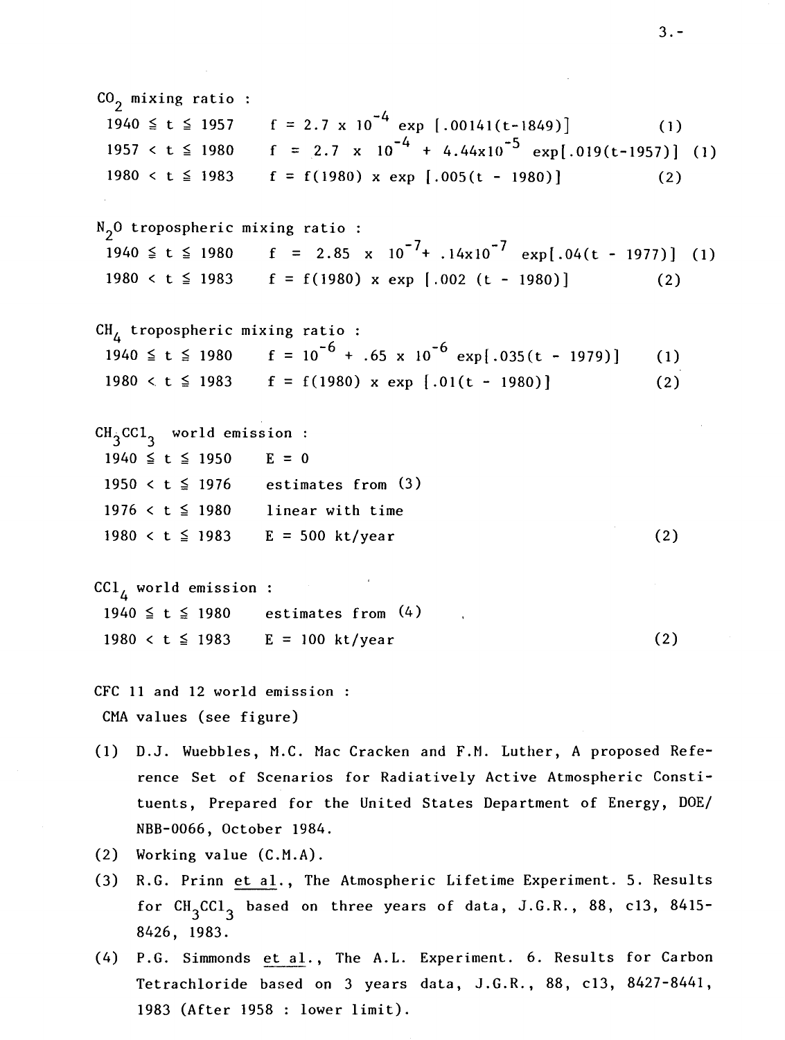$CO_2$ mixing ratio :

- $1940 \leqq t \leqq 1957$ $f = 2.7 \times 10^{-4} \exp[.00141(t-1849)]$ (1)
- $1957 < t \leqq 1980$ $f = 2.7 \times 10^{-4} + 4.44 \times 10^{-5} \exp[.019(t-1957)]$ (1)
- $1980 < t \leqq 1983$ $f = f(1980) \times \exp[.005(t-1980)]$ (2)

$N_2O$ tropospheric mixing ratio :

- $1940 \leqq t \leqq 1980$ $f = 2.85 \times 10^{-7} + .14 \times 10^{-7} \exp[.04(t-1977)]$ (1)
- $1980 < t \leqq 1983$ $f = f(1980) \times \exp[.002(t-1980)]$ (2)

$CH_4$ tropospheric mixing ratio :

- $1940 \leqq t \leqq 1980$ $f = 10^{-6} + .65 \times 10^{-6} \exp[.035(t-1979)]$ (1)
- $1980 < t \leqq 1983$ $f = f(1980) \times \exp[.01(t-1980)]$ (2)

$CH_3CCl_3$ world emission :

- $1940 \leqq t \leqq 1950$ $E = 0$
- $1950 < t \leqq 1976$ estimates from (3)
- $1976 < t \leqq 1980$ linear with time
- $1980 < t \leqq 1983$ $E = 500$ kt/year (2)

$CCl_4$ world emission :

- $1940 \leqq t \leqq 1980$ estimates from (4)
- $1980 < t \leqq 1983$ $E = 100$ kt/year (2)

CFC 11 and 12 world emission :

CMA values (see figure)

(1) D.J. Wuebbles, M.C. Mac Cracken and F.M. Luther, A proposed Reference Set of Scenarios for Radiatively Active Atmospheric Constituents, Prepared for the United States Department of Energy, DOE/NBB-0066, October 1984.

(2) Working value (C.M.A).

(3) R.G. Prinn et al., The Atmospheric Lifetime Experiment. 5. Results for $CH_3CCl_3$ based on three years of data, J.G.R., 88, c13, 8415-8426, 1983.

(4) P.G. Simmonds et al., The A.L. Experiment. 6. Results for Carbon Tetrachloride based on 3 years data, J.G.R., 88, c13, 8427-8441, 1983 (After 1958 : lower limit).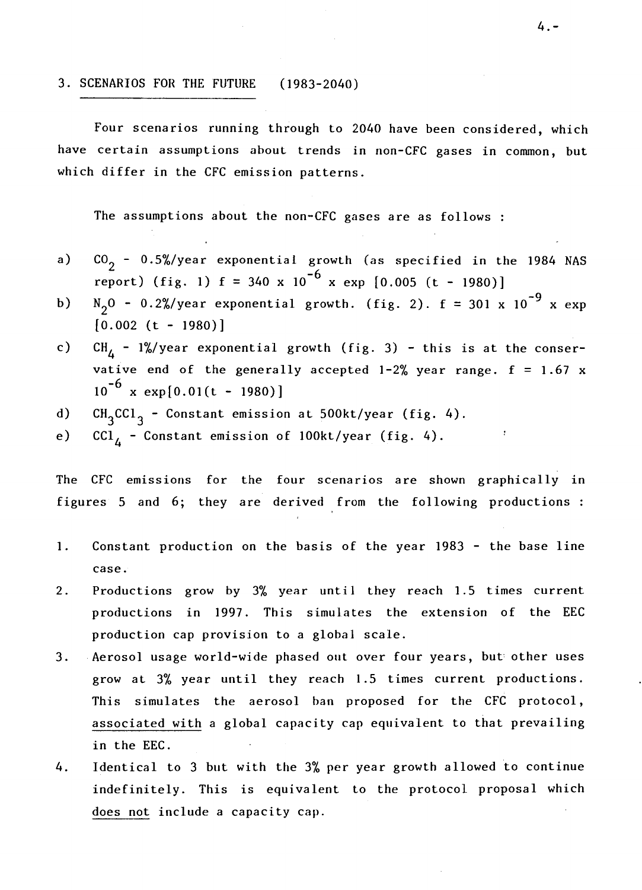## 3. SCENARIOS FOR THE FUTURE (1983-2040)

Four scenarios running through to 2040 have been considered, which have certain assumptions about trends in non-CFC gases in common, but which differ in the CFC emission patterns.

The assumptions about the non-CFC gases are as follows :

a) $CO_2$ - 0.5%/year exponential growth (as specified in the 1984 NAS report) (fig. 1) $f = 340 \times 10^{-6} \times \exp[0.005 (t - 1980)]$

b) $N_2O$ - 0.2%/year exponential growth. (fig. 2). $f = 301 \times 10^{-9} \times \exp[0.002 (t - 1980)]$

c) $CH_4$ - 1%/year exponential growth (fig. 3) - this is at the conservative end of the generally accepted 1-2% year range. $f = 1.67 \times 10^{-6} \times \exp[0.01(t - 1980)]$

d) $CH_3CCl_3$ - Constant emission at 500kt/year (fig. 4).

e) $CCl_4$ - Constant emission of 100kt/year (fig. 4).

The CFC emissions for the four scenarios are shown graphically in figures 5 and 6; they are derived from the following productions :

1. Constant production on the basis of the year 1983 - the base line case.
2. Productions grow by 3% year until they reach 1.5 times current productions in 1997. This simulates the extension of the EEC production cap provision to a global scale.
3. Aerosol usage world-wide phased out over four years, but other uses grow at 3% year until they reach 1.5 times current productions. This simulates the aerosol ban proposed for the CFC protocol, <u>associated with</u> a global capacity cap equivalent to that prevailing in the EEC.
4. Identical to 3 but with the 3% per year growth allowed to continue indefinitely. This is equivalent to the protocol proposal which <u>does not</u> include a capacity cap.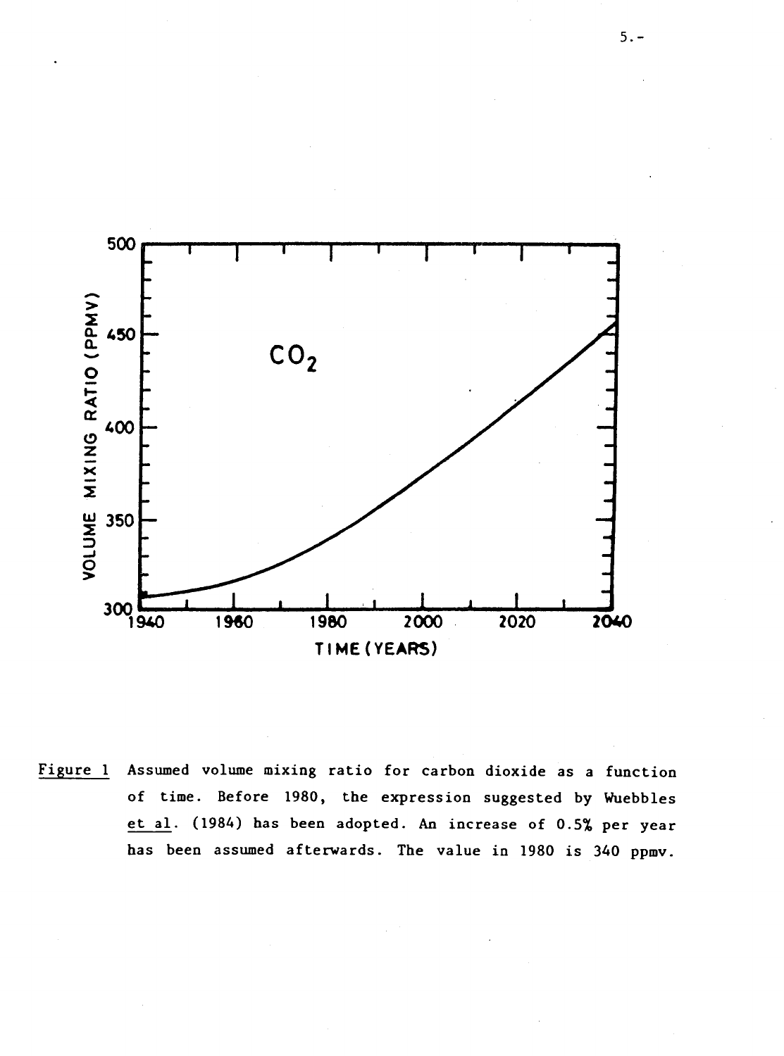Figure 1 Assumed volume mixing ratio for carbon dioxide as a function of time. Before 1980, the expression suggested by Wuebbles et al. (1984) has been adopted. An increase of 0.5% per year has been assumed afterwards. The value in 1980 is 340 ppmv.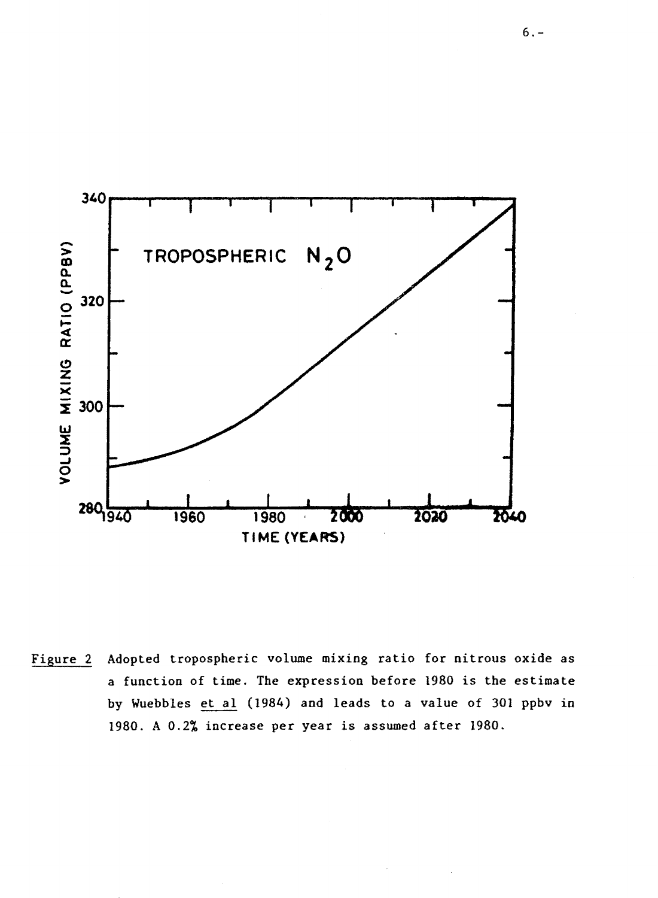Figure 2 Adopted tropospheric volume mixing ratio for nitrous oxide as a function of time. The expression before 1980 is the estimate by Wuebbles et al (1984) and leads to a value of 301 ppbv in 1980. A 0.2% increase per year is assumed after 1980.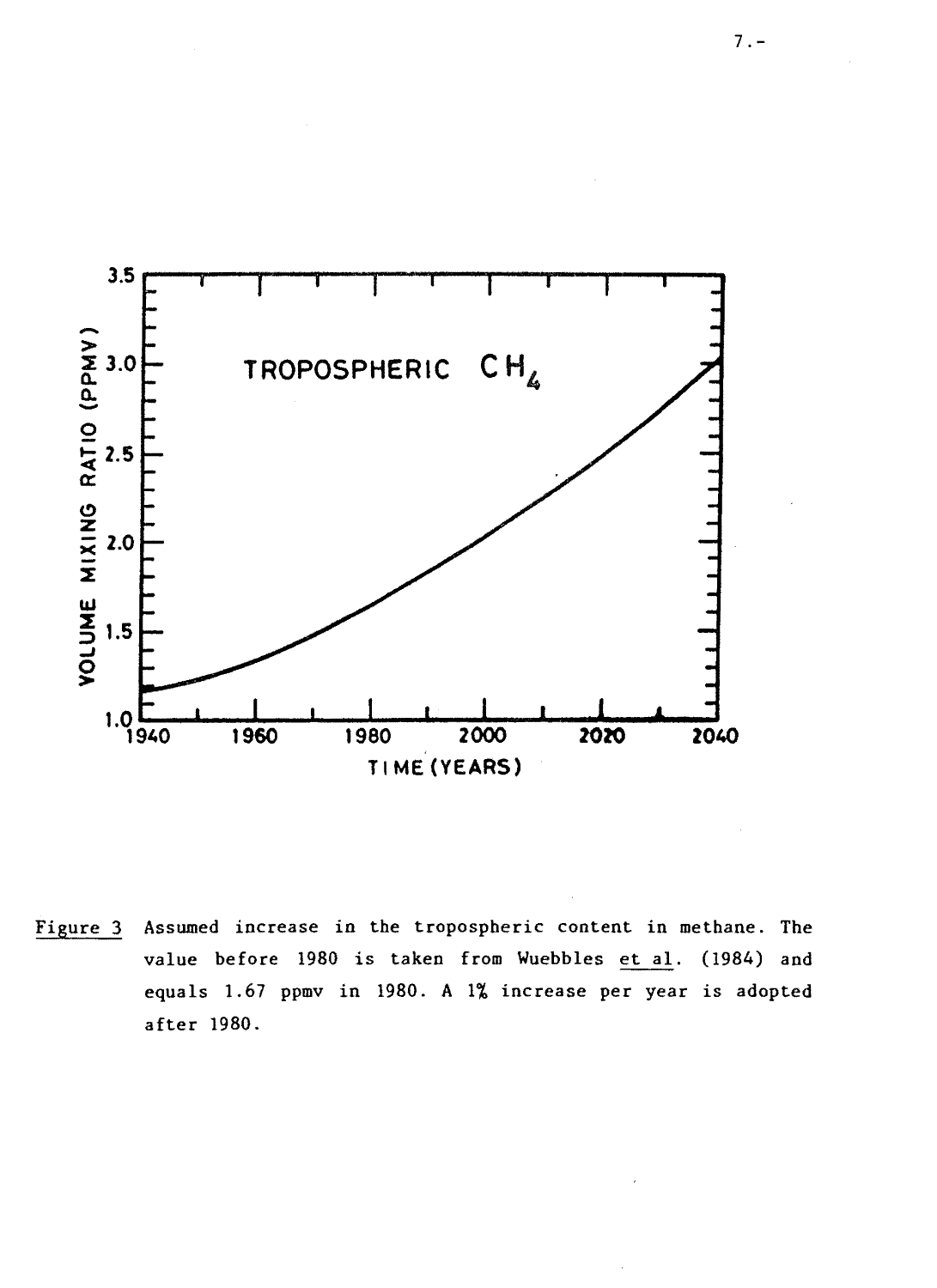Figure 3 Assumed increase in the tropospheric content in methane. The value before 1980 is taken from Wuebbles et al. (1984) and equals 1.67 ppmv in 1980. A 1% increase per year is adopted after 1980.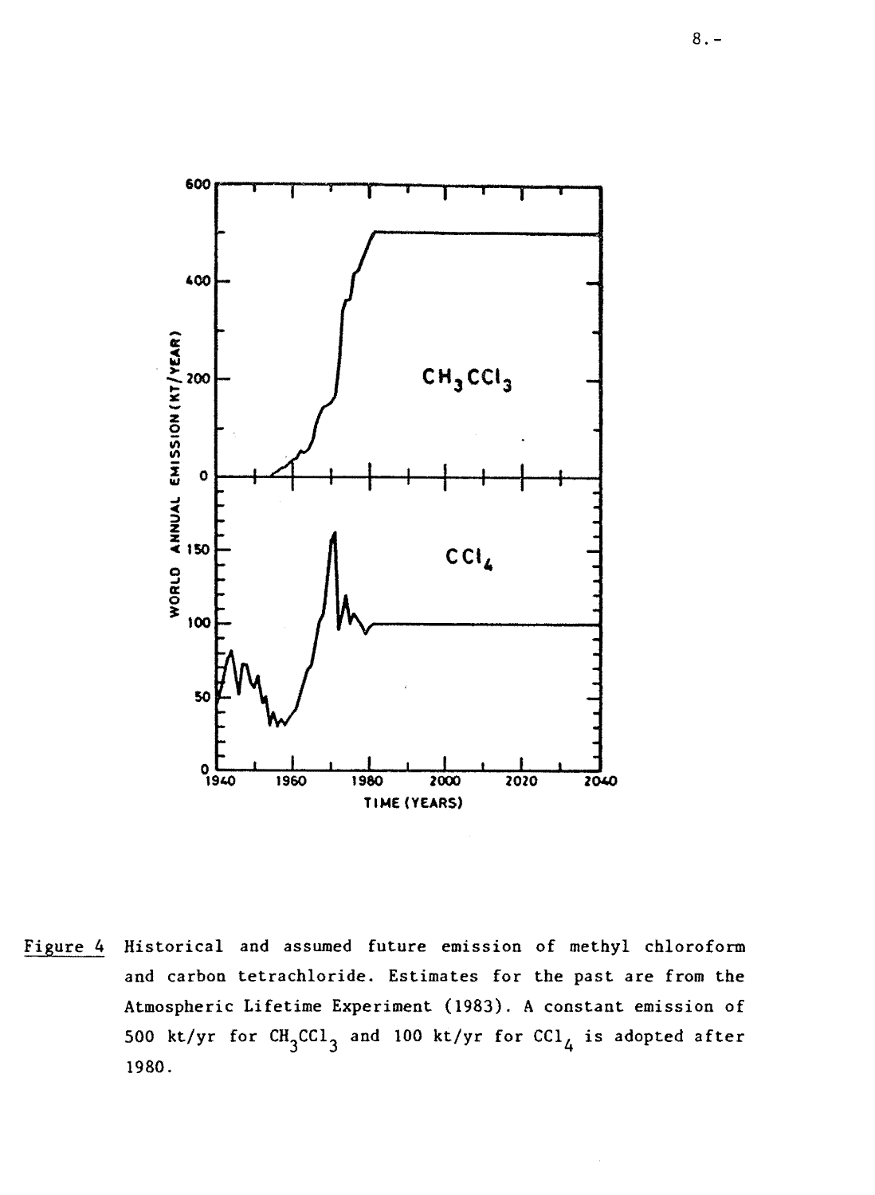Figure 4 Historical and assumed future emission of methyl chloroform and carbon tetrachloride. Estimates for the past are from the Atmospheric Lifetime Experiment (1983). A constant emission of 500 kt/yr for $CH_3CCl_3$ and 100 kt/yr for $CCl_4$ is adopted after 1980.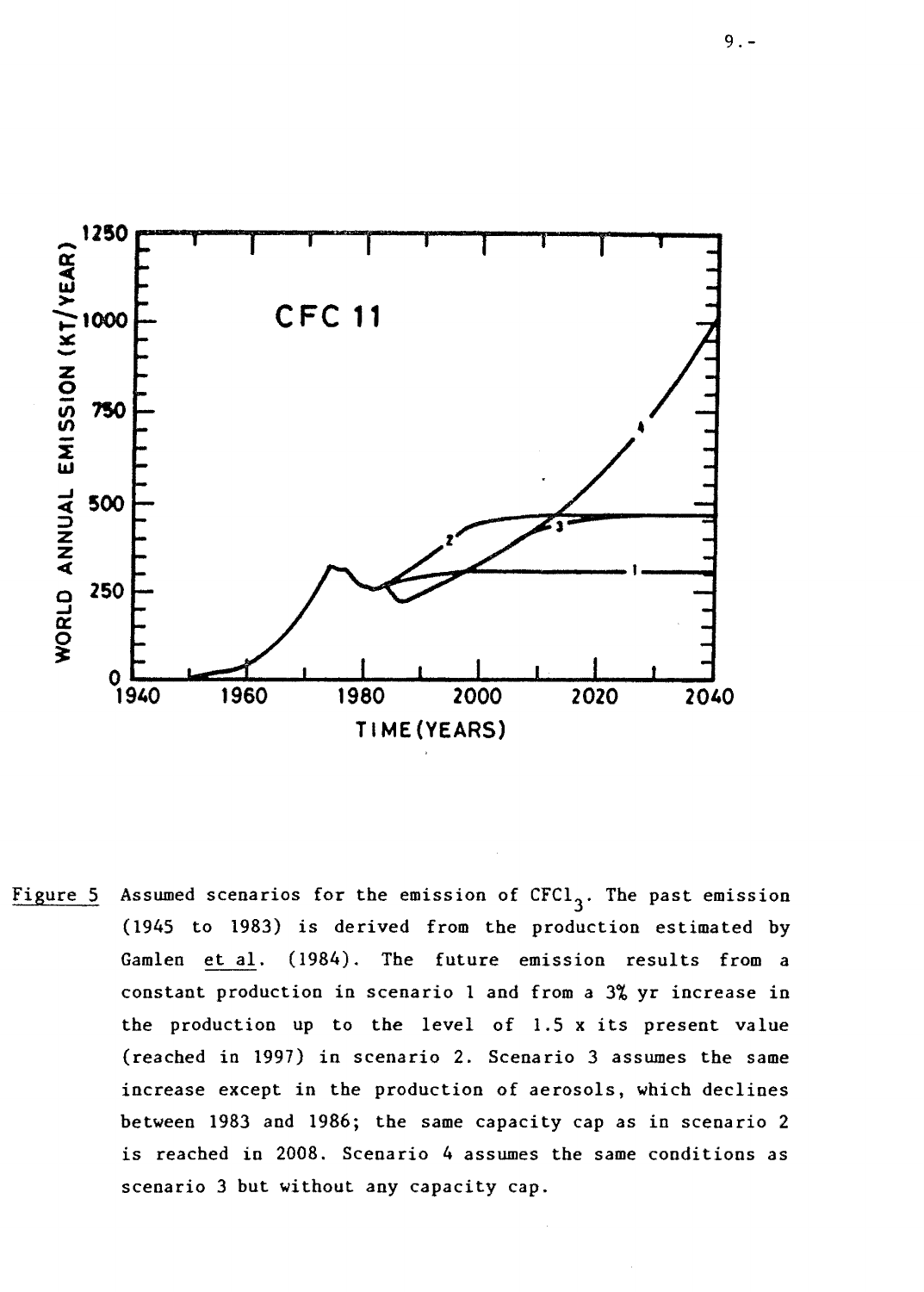Figure 5 Assumed scenarios for the emission of $CFCl_3$. The past emission (1945 to 1983) is derived from the production estimated by Gamlen et al. (1984). The future emission results from a constant production in scenario 1 and from a 3% yr increase in the production up to the level of 1.5 x its present value (reached in 1997) in scenario 2. Scenario 3 assumes the same increase except in the production of aerosols, which declines between 1983 and 1986; the same capacity cap as in scenario 2 is reached in 2008. Scenario 4 assumes the same conditions as scenario 3 but without any capacity cap.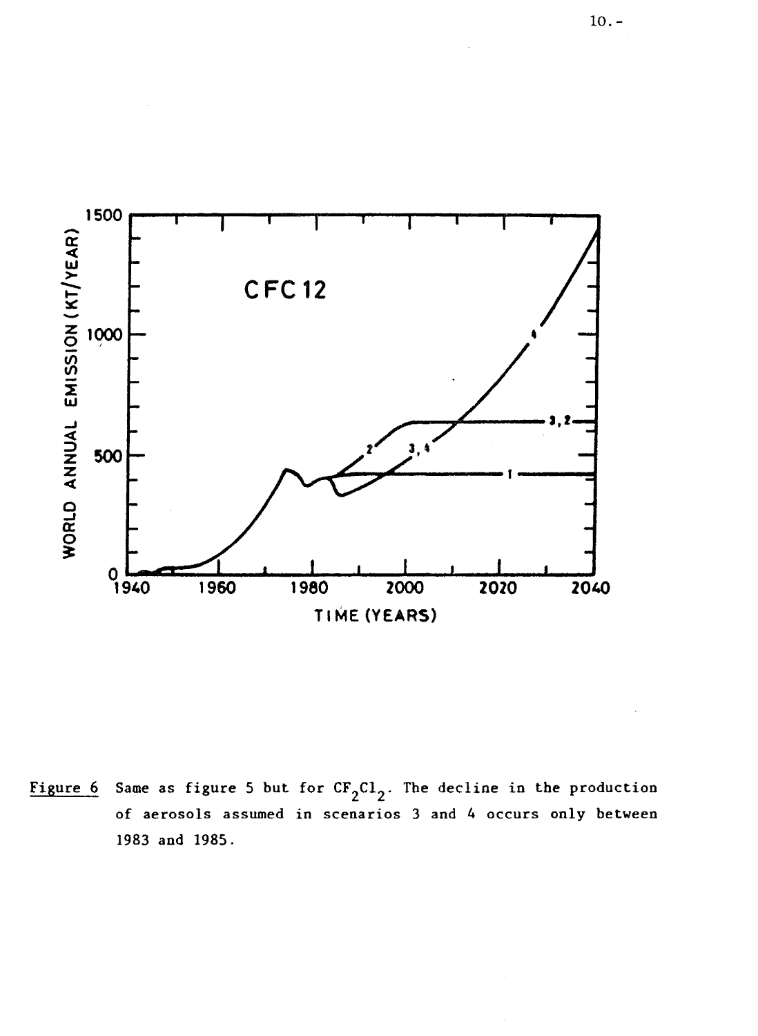Figure 6 Same as figure 5 but for $CF_2Cl_2$. The decline in the production of aerosols assumed in scenarios 3 and 4 occurs only between 1983 and 1985.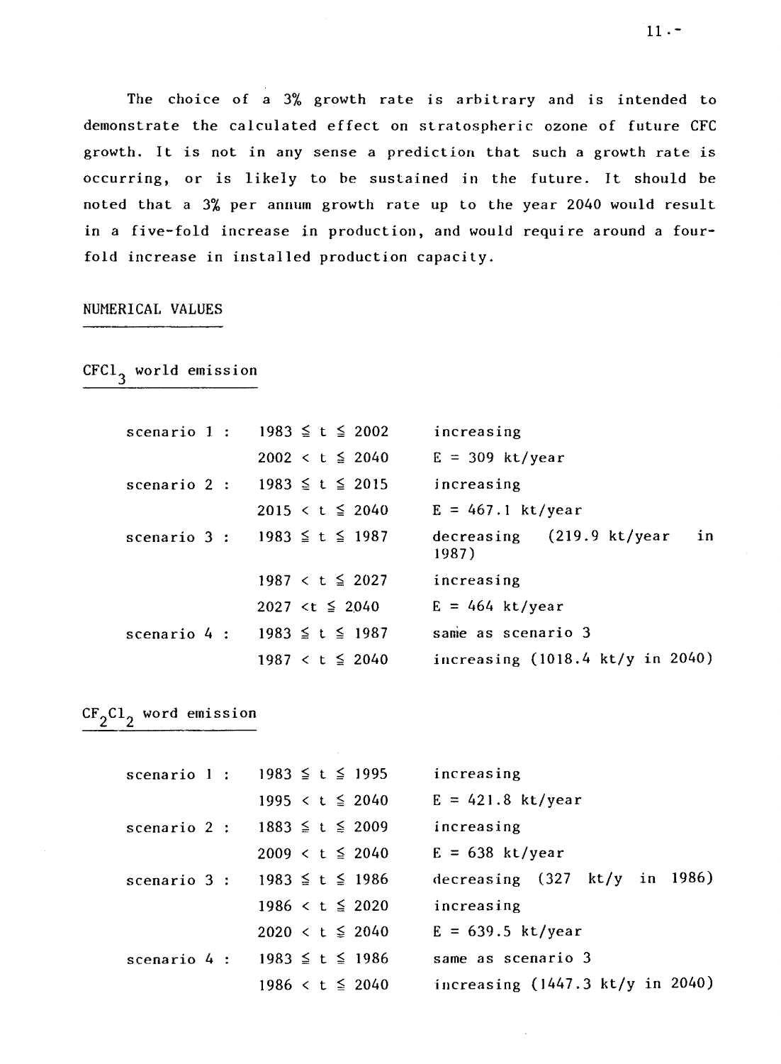The choice of a 3% growth rate is arbitrary and is intended to demonstrate the calculated effect on stratospheric ozone of future CFC growth. It is not in any sense a prediction that such a growth rate is occurring, or is likely to be sustained in the future. It should be noted that a 3% per annum growth rate up to the year 2040 would result in a five-fold increase in production, and would require around a four-fold increase in installed production capacity.

## NUMERICAL VALUES

### $CFCl_3$ world emission

| | | |
|---|---|---|
| scenario 1 : | $1983 \leqq t \leqq 2002$ | increasing |
| | $2002 < t \leqq 2040$ | E = 309 kt/year |
| scenario 2 : | $1983 \leqq t \leqq 2015$ | increasing |
| | $2015 < t \leqq 2040$ | E = 467.1 kt/year |
| scenario 3 : | $1983 \leqq t \leqq 1987$ | decreasing (219.9 kt/year in 1987) |
| | $1987 < t \leqq 2027$ | increasing |
| | $2027 < t \leqq 2040$ | E = 464 kt/year |
| scenario 4 : | $1983 \leqq t \leqq 1987$ | same as scenario 3 |
| | $1987 < t \leqq 2040$ | increasing (1018.4 kt/y in 2040) |

### $CF_2Cl_2$ word emission

| | | |
|---|---|---|
| scenario 1 : | $1983 \leqq t \leqq 1995$ | increasing |
| | $1995 < t \leqq 2040$ | E = 421.8 kt/year |
| scenario 2 : | $1883 \leqq t \leqq 2009$ | increasing |
| | $2009 < t \leqq 2040$ | E = 638 kt/year |
| scenario 3 : | $1983 \leqq t \leqq 1986$ | decreasing (327 kt/y in 1986) |
| | $1986 < t \leqq 2020$ | increasing |
| | $2020 < t \leqq 2040$ | E = 639.5 kt/year |
| scenario 4 : | $1983 \leqq t \leqq 1986$ | same as scenario 3 |
| | $1986 < t \leqq 2040$ | increasing (1447.3 kt/y in 2040) |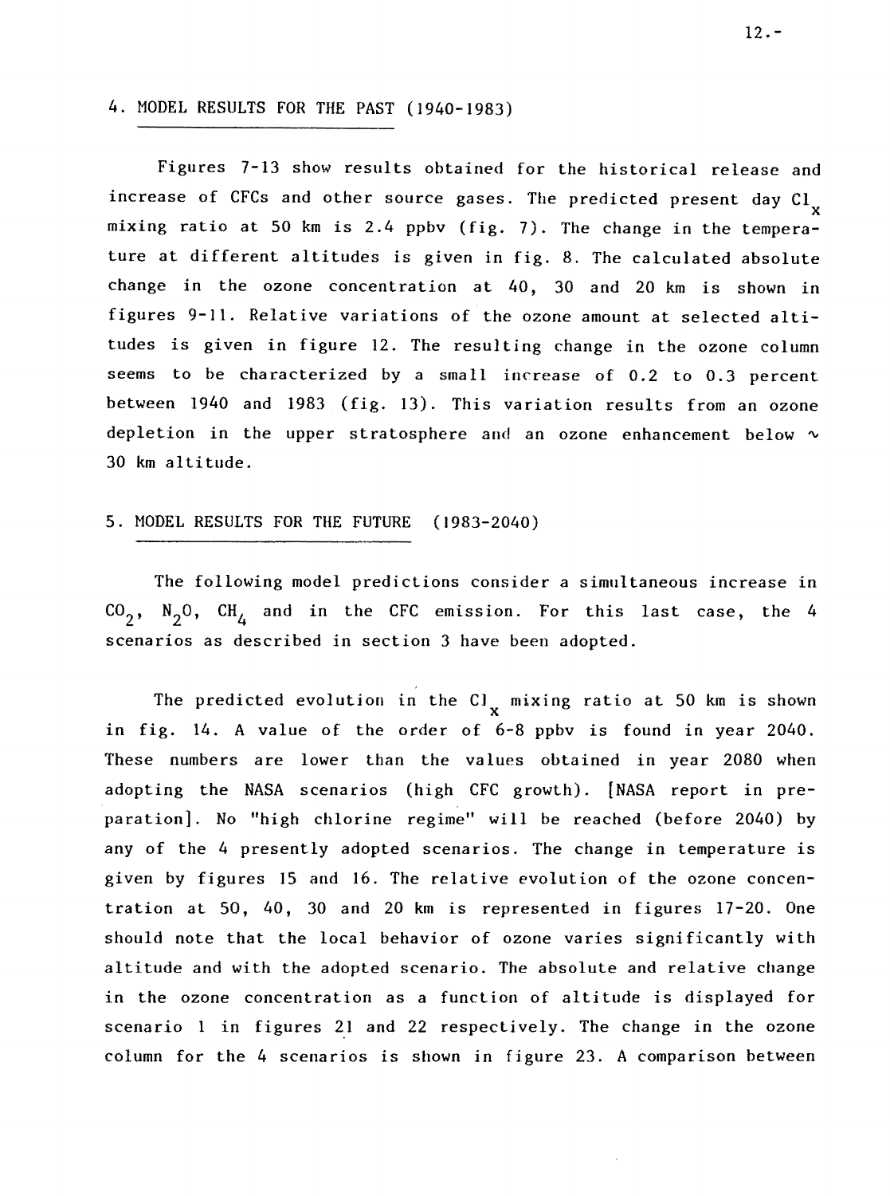## 4. MODEL RESULTS FOR THE PAST (1940-1983)

Figures 7-13 show results obtained for the historical release and increase of CFCs and other source gases. The predicted present day $Cl_x$ mixing ratio at 50 km is 2.4 ppbv (fig. 7). The change in the temperature at different altitudes is given in fig. 8. The calculated absolute change in the ozone concentration at 40, 30 and 20 km is shown in figures 9-11. Relative variations of the ozone amount at selected altitudes is given in figure 12. The resulting change in the ozone column seems to be characterized by a small increase of 0.2 to 0.3 percent between 1940 and 1983 (fig. 13). This variation results from an ozone depletion in the upper stratosphere and an ozone enhancement below ∼ 30 km altitude.

## 5. MODEL RESULTS FOR THE FUTURE (1983-2040)

The following model predictions consider a simultaneous increase in $CO_2$, $N_2O$, $CH_4$ and in the CFC emission. For this last case, the 4 scenarios as described in section 3 have been adopted.

The predicted evolution in the $Cl_x$ mixing ratio at 50 km is shown in fig. 14. A value of the order of 6-8 ppbv is found in year 2040. These numbers are lower than the values obtained in year 2080 when adopting the NASA scenarios (high CFC growth). [NASA report in preparation]. No "high chlorine regime" will be reached (before 2040) by any of the 4 presently adopted scenarios. The change in temperature is given by figures 15 and 16. The relative evolution of the ozone concentration at 50, 40, 30 and 20 km is represented in figures 17-20. One should note that the local behavior of ozone varies significantly with altitude and with the adopted scenario. The absolute and relative change in the ozone concentration as a function of altitude is displayed for scenario 1 in figures 21 and 22 respectively. The change in the ozone column for the 4 scenarios is shown in figure 23. A comparison between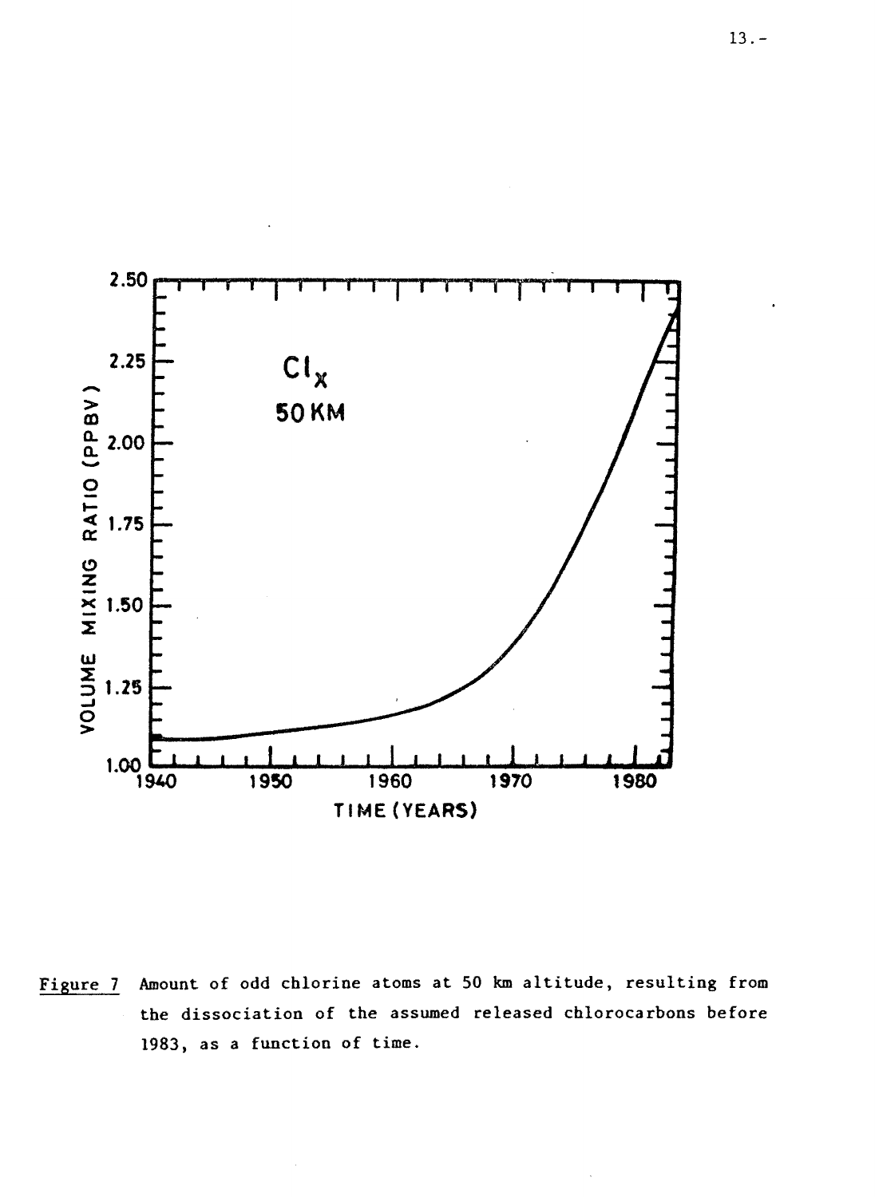Figure 7 Amount of odd chlorine atoms at 50 km altitude, resulting from the dissociation of the assumed released chlorocarbons before 1983, as a function of time.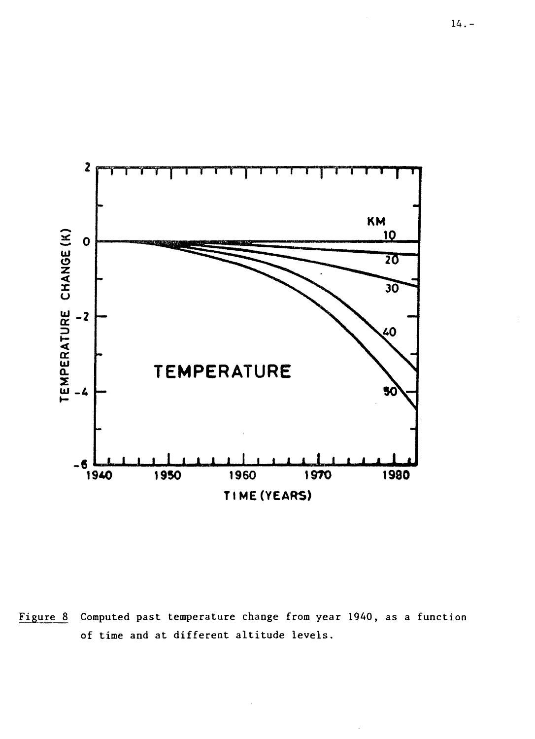Figure 8 Computed past temperature change from year 1940, as a function of time and at different altitude levels.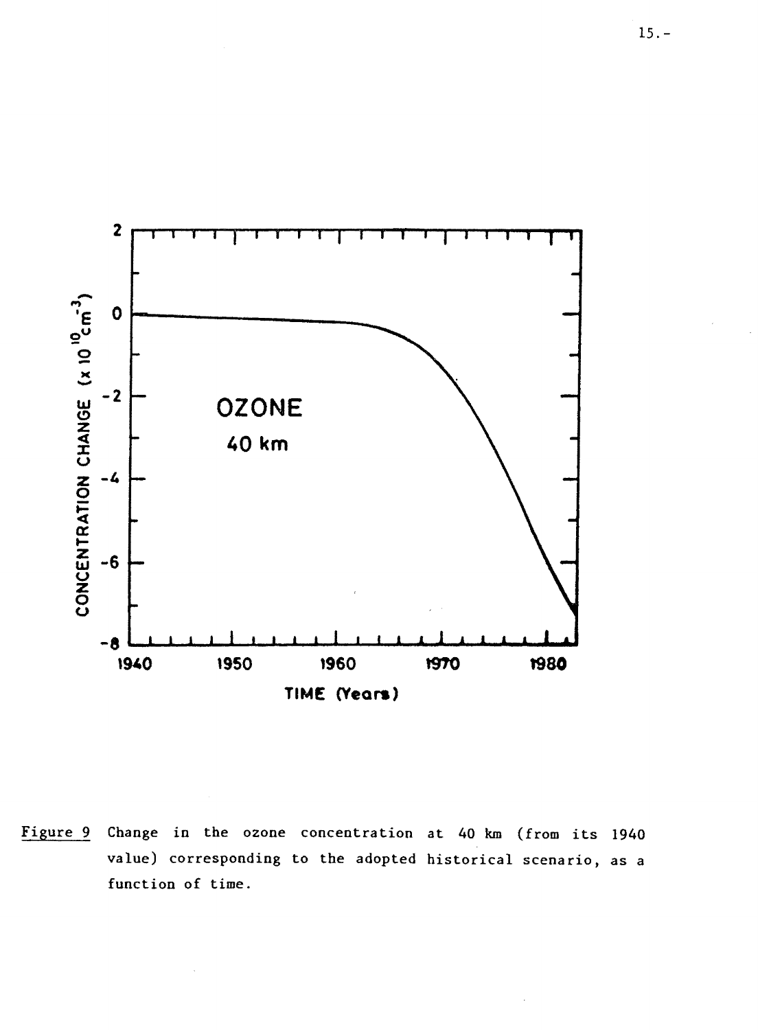Figure 9 Change in the ozone concentration at 40 km (from its 1940 value) corresponding to the adopted historical scenario, as a function of time.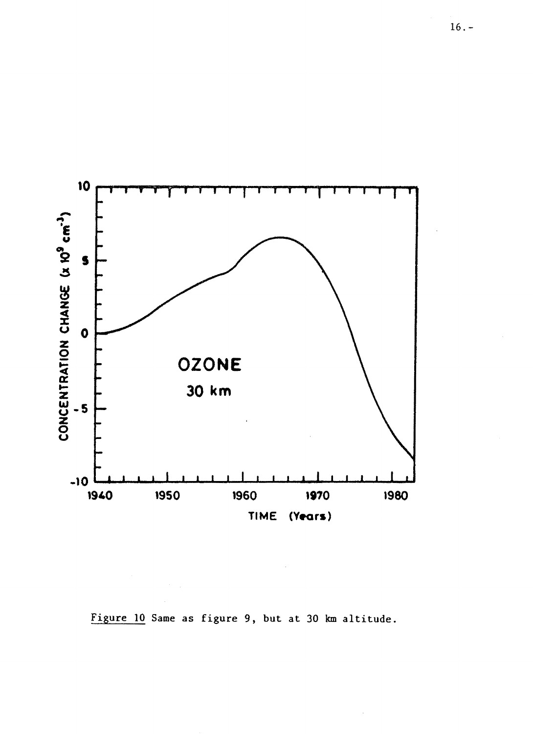Figure 10 Same as figure 9, but at 30 km altitude.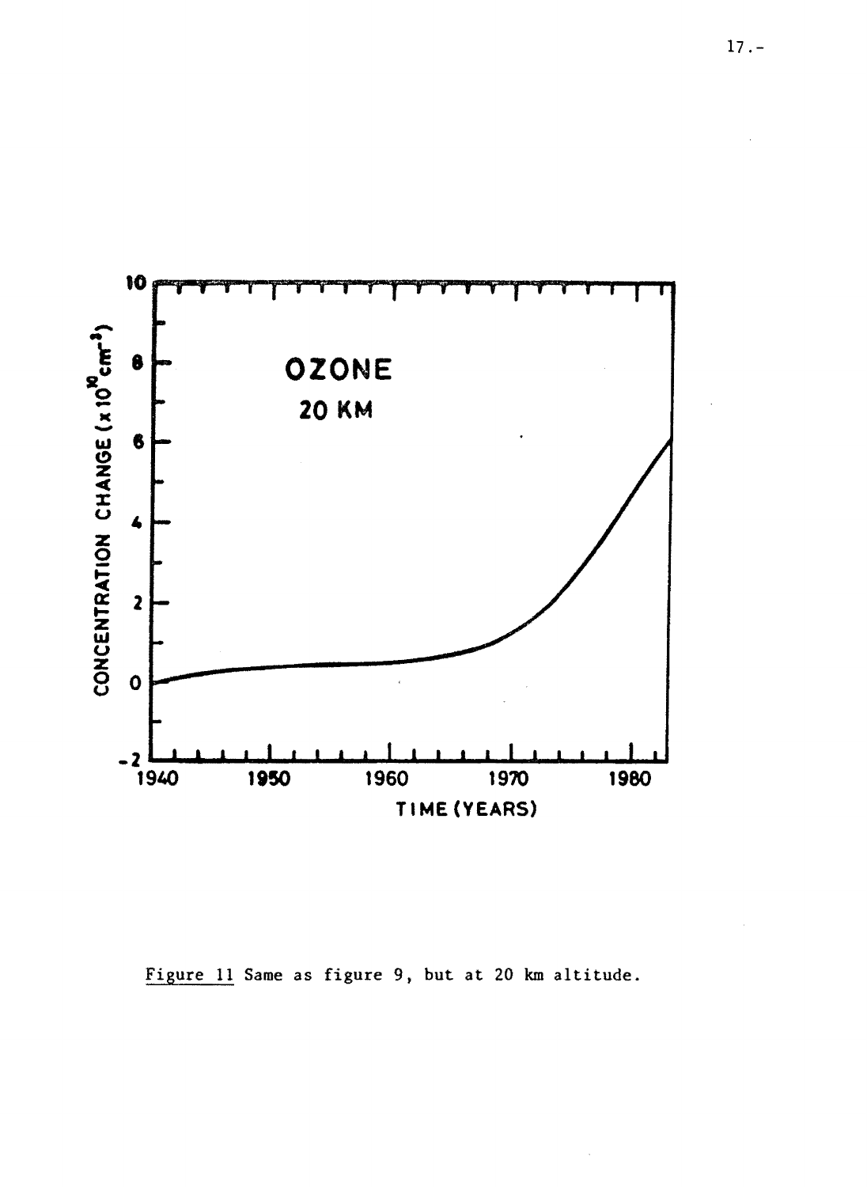Figure 11 Same as figure 9, but at 20 km altitude.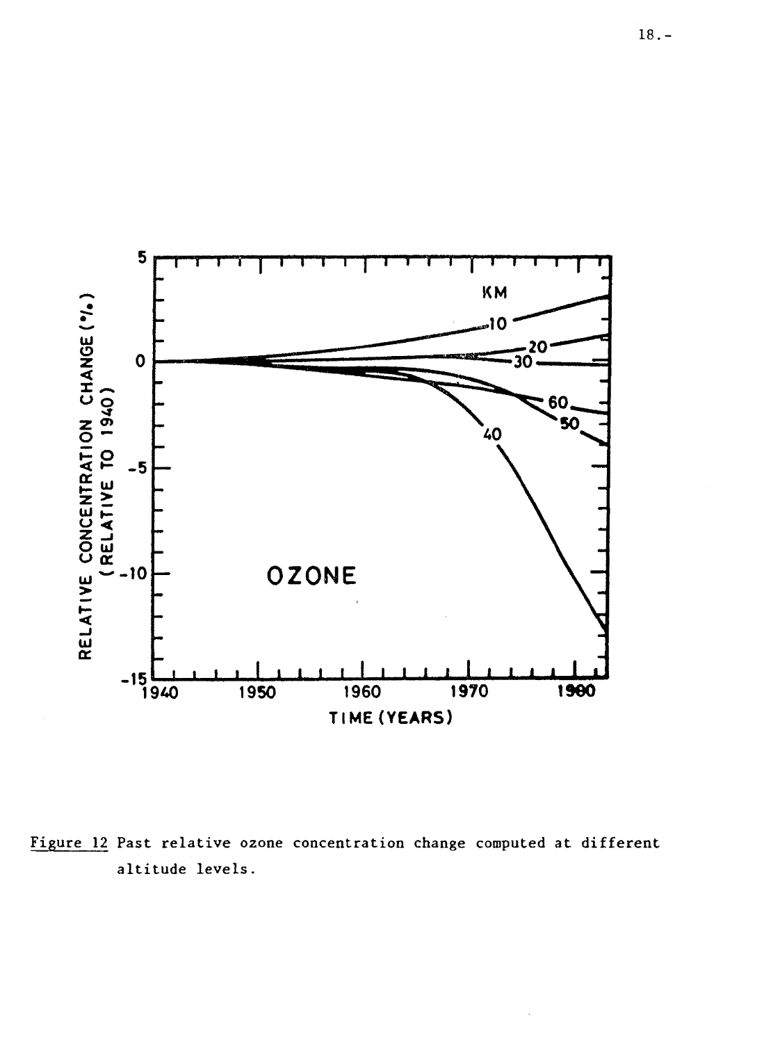Figure 12 Past relative ozone concentration change computed at different altitude levels.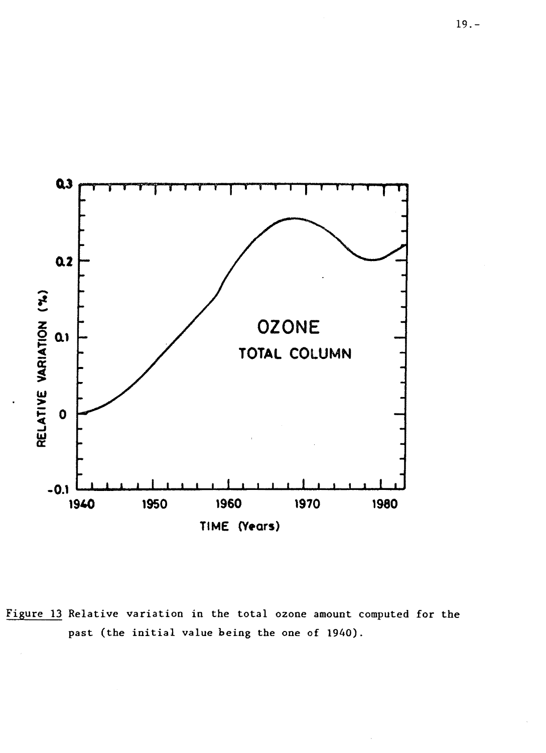Figure 13 Relative variation in the total ozone amount computed for the past (the initial value being the one of 1940).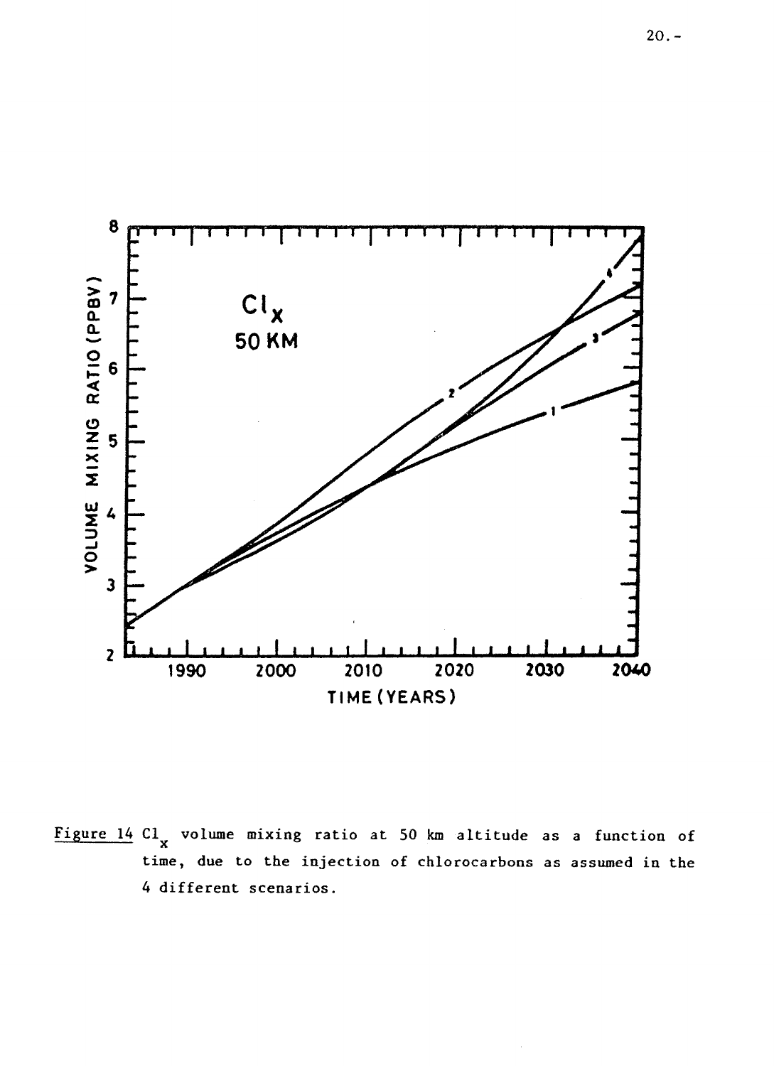Figure 14 $Cl_x$ volume mixing ratio at 50 km altitude as a function of time, due to the injection of chlorocarbons as assumed in the 4 different scenarios.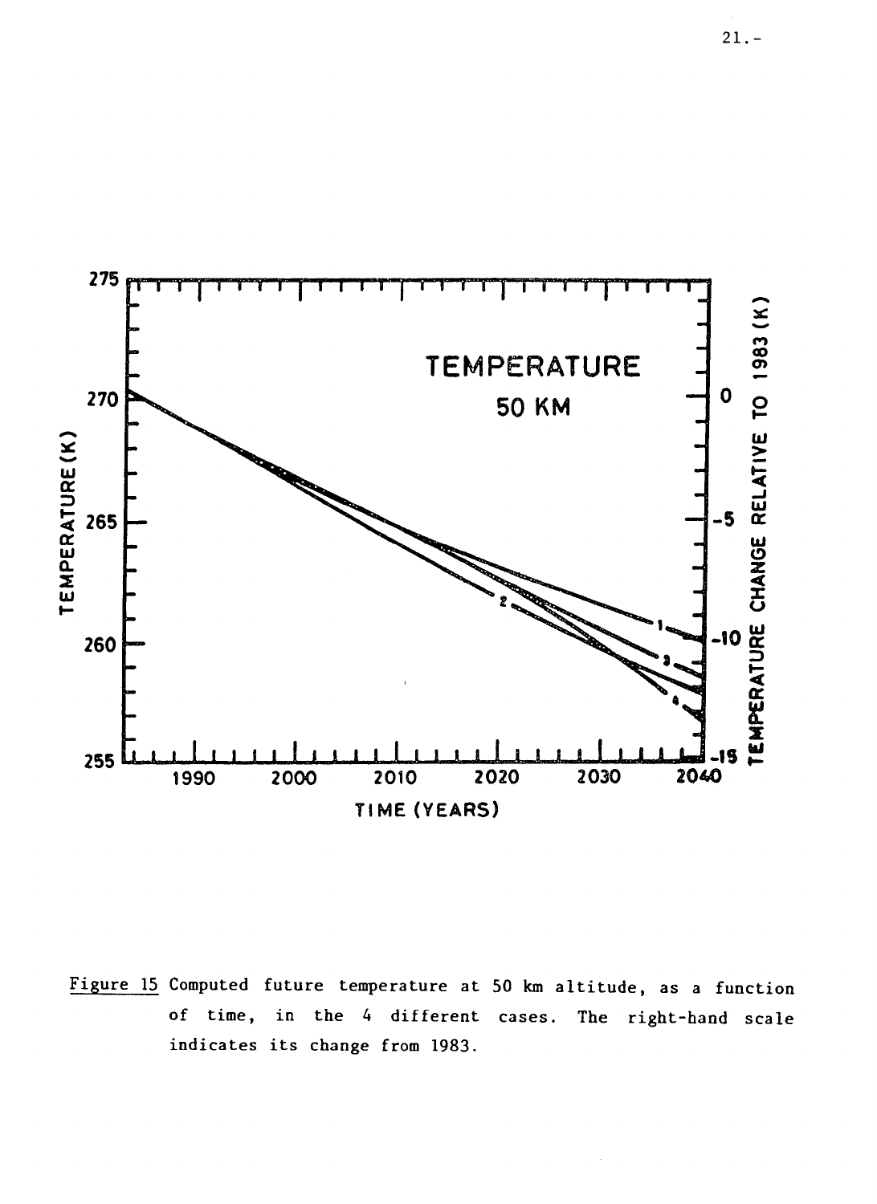Figure 15 Computed future temperature at 50 km altitude, as a function of time, in the 4 different cases. The right-hand scale indicates its change from 1983.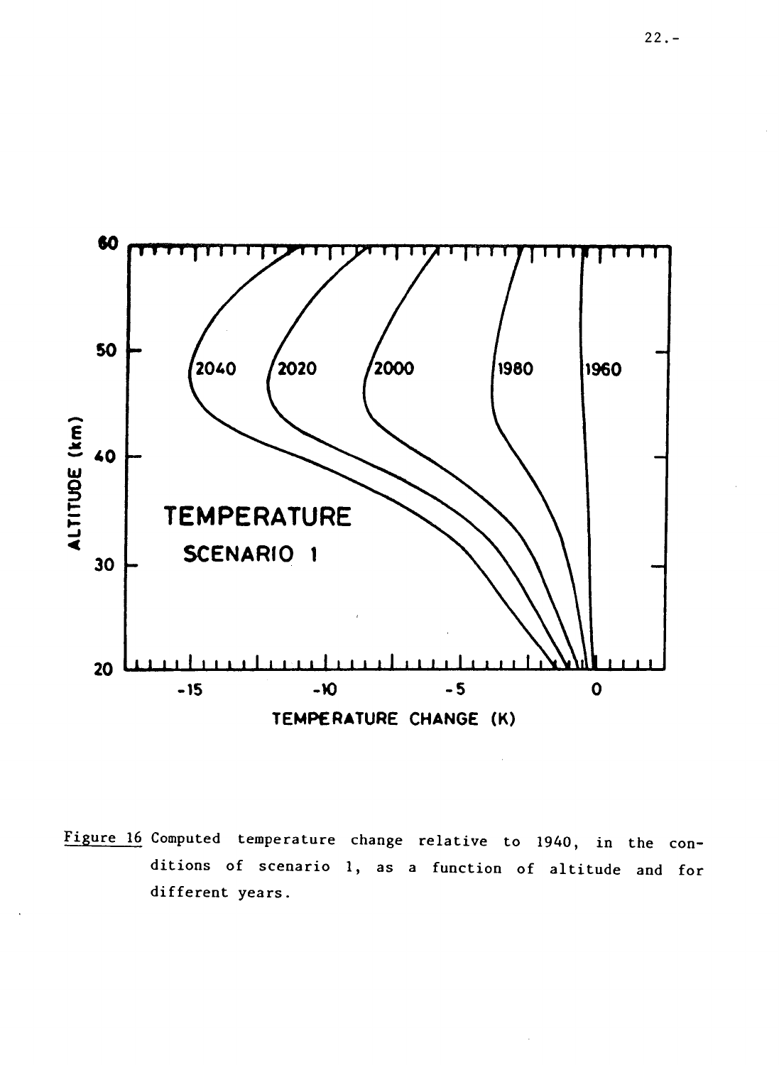Figure 16 Computed temperature change relative to 1940, in the conditions of scenario 1, as a function of altitude and for different years.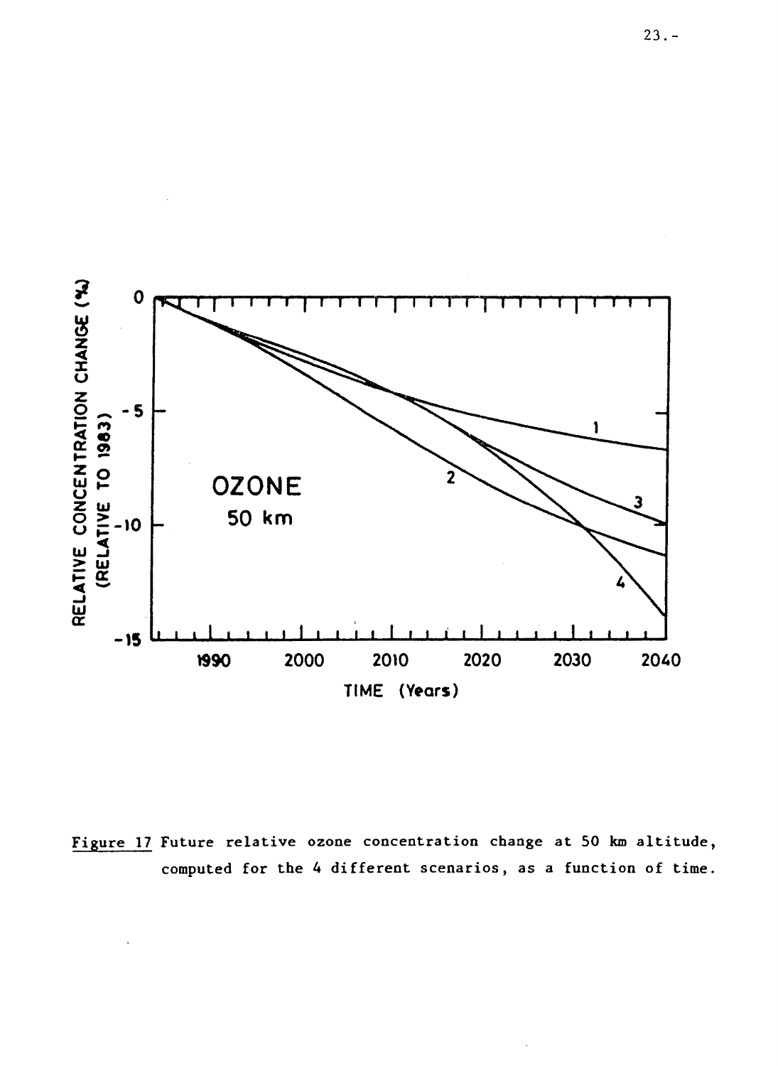Figure 17 Future relative ozone concentration change at 50 km altitude, computed for the 4 different scenarios, as a function of time.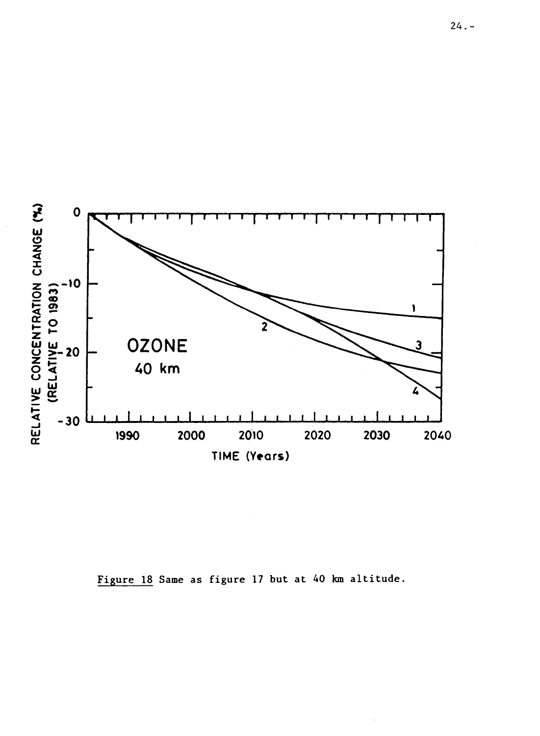Figure 18 Same as figure 17 but at 40 km altitude.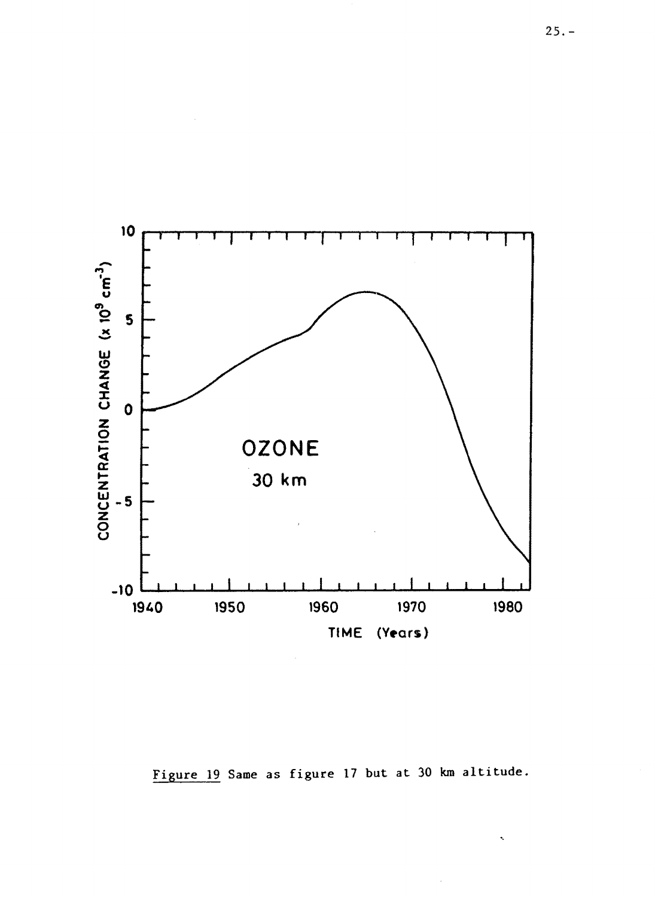Figure 19 Same as figure 17 but at 30 km altitude.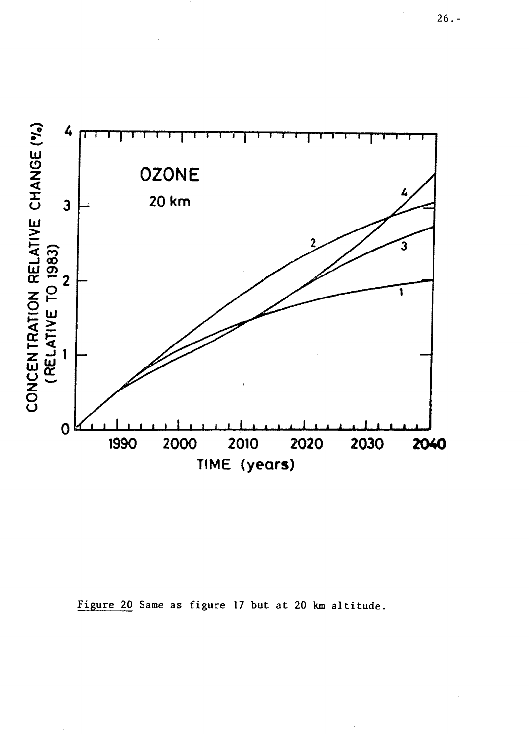Figure 20 Same as figure 17 but at 20 km altitude.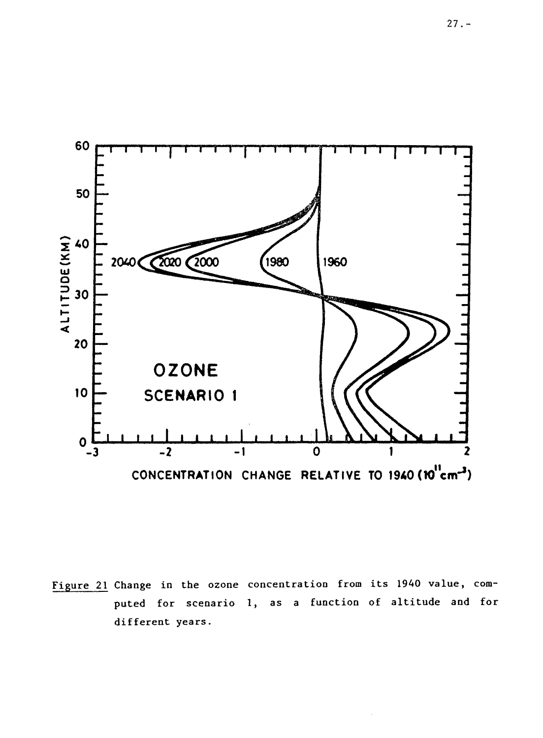Figure 21 Change in the ozone concentration from its 1940 value, computed for scenario 1, as a function of altitude and for different years.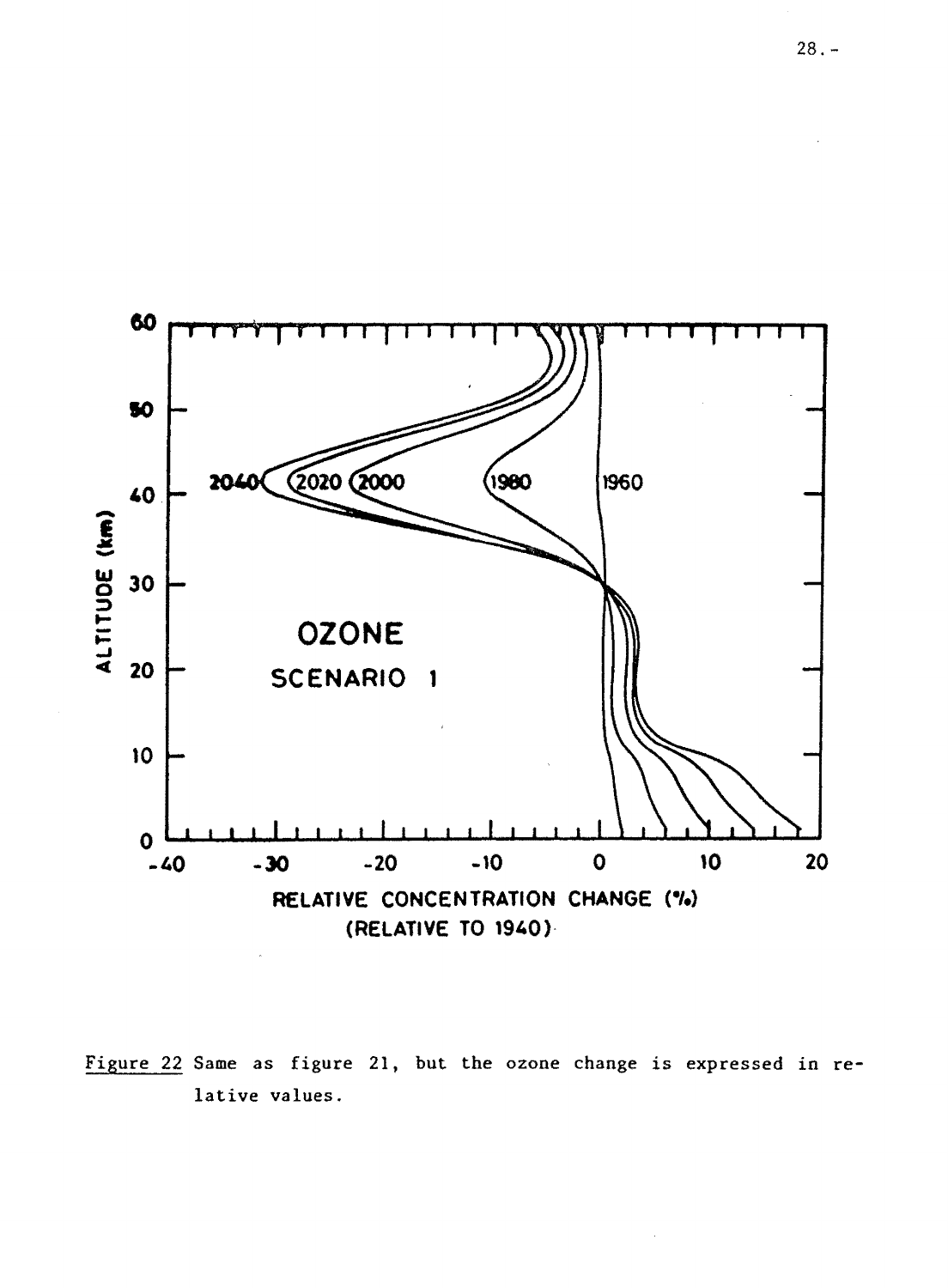Figure 22 Same as figure 21, but the ozone change is expressed in relative values.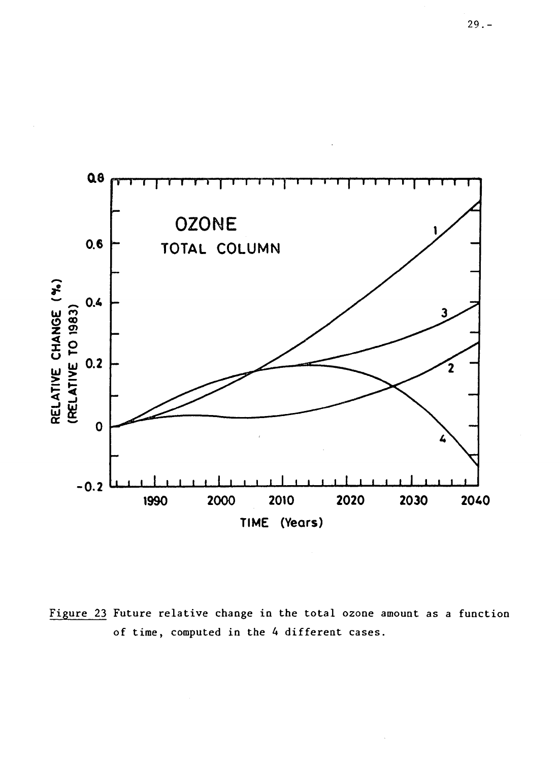Figure 23 Future relative change in the total ozone amount as a function of time, computed in the 4 different cases.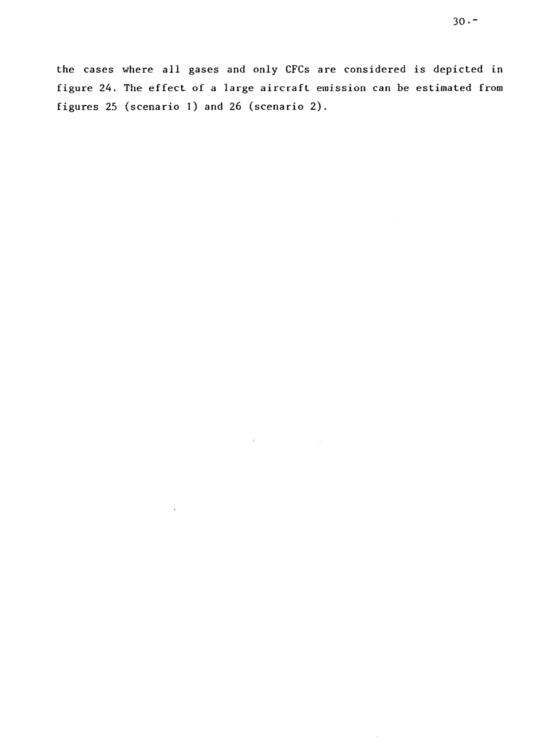the cases where all gases and only CFCs are considered is depicted in figure 24. The effect of a large aircraft emission can be estimated from figures 25 (scenario 1) and 26 (scenario 2).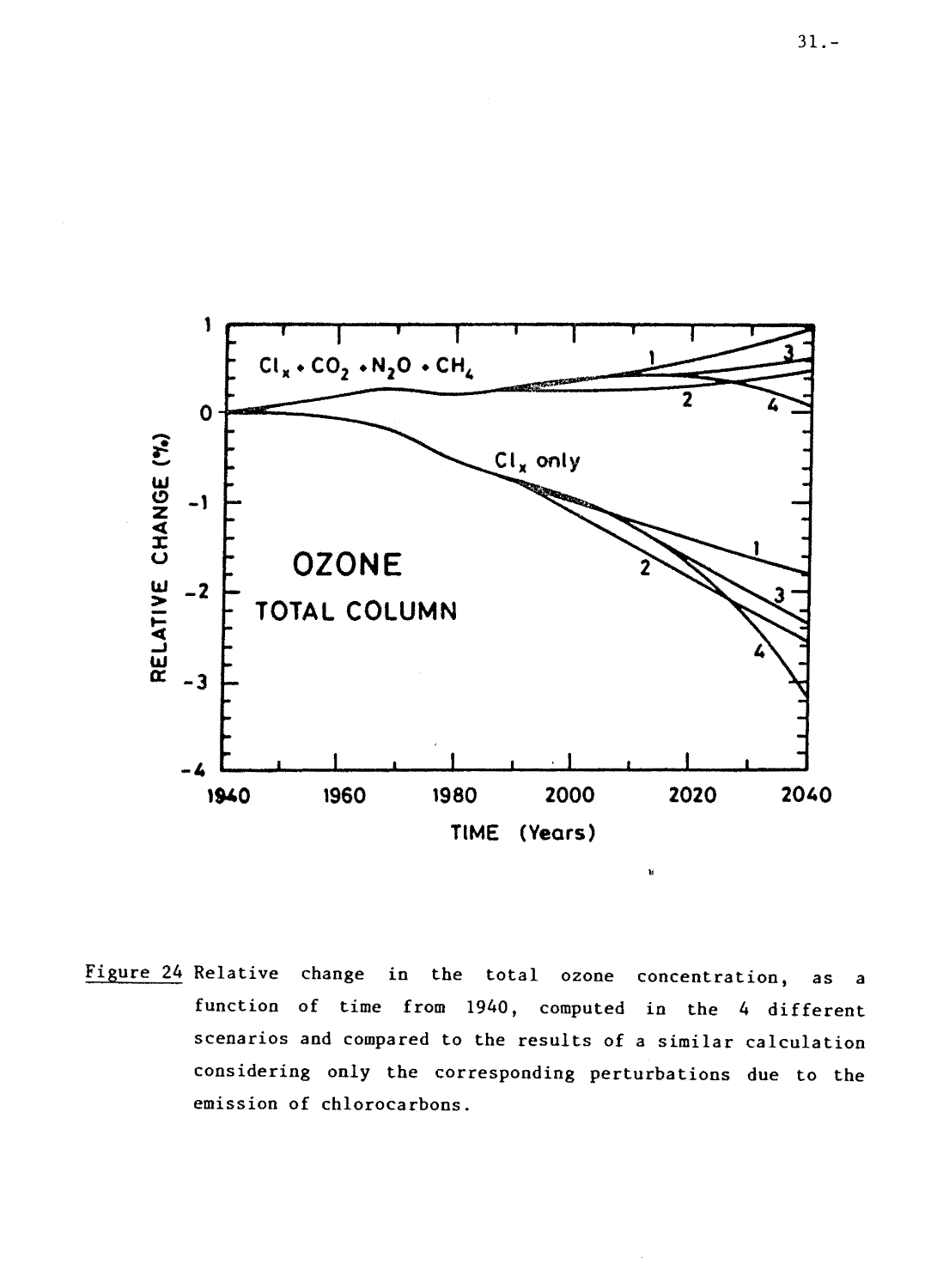Figure 24 Relative change in the total ozone concentration, as a function of time from 1940, computed in the 4 different scenarios and compared to the results of a similar calculation considering only the corresponding perturbations due to the emission of chlorocarbons.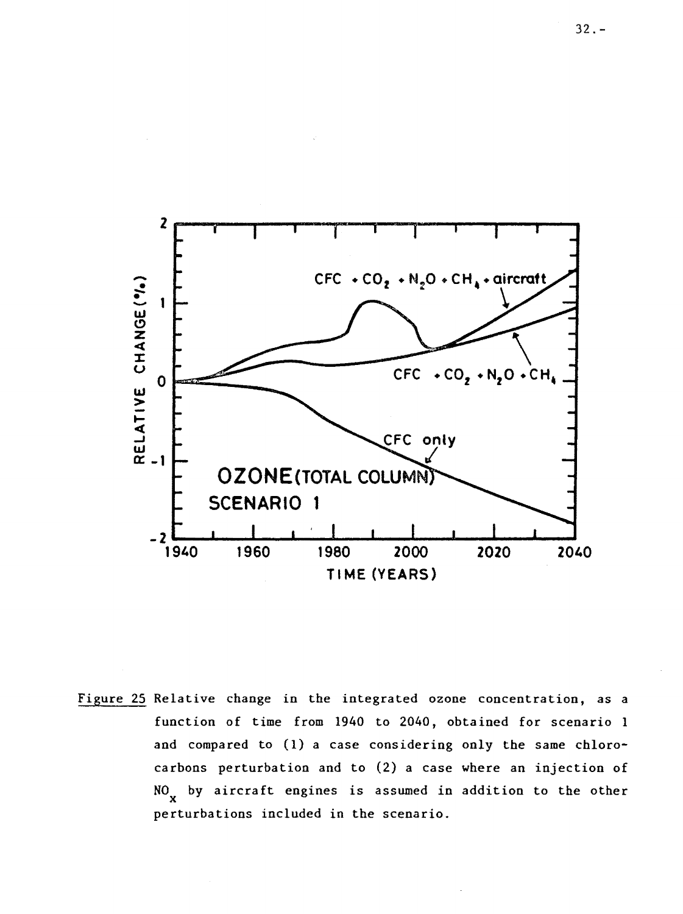Figure 25 Relative change in the integrated ozone concentration, as a function of time from 1940 to 2040, obtained for scenario 1 and compared to (1) a case considering only the same chlorocarbons perturbation and to (2) a case where an injection of $NO_x$ by aircraft engines is assumed in addition to the other perturbations included in the scenario.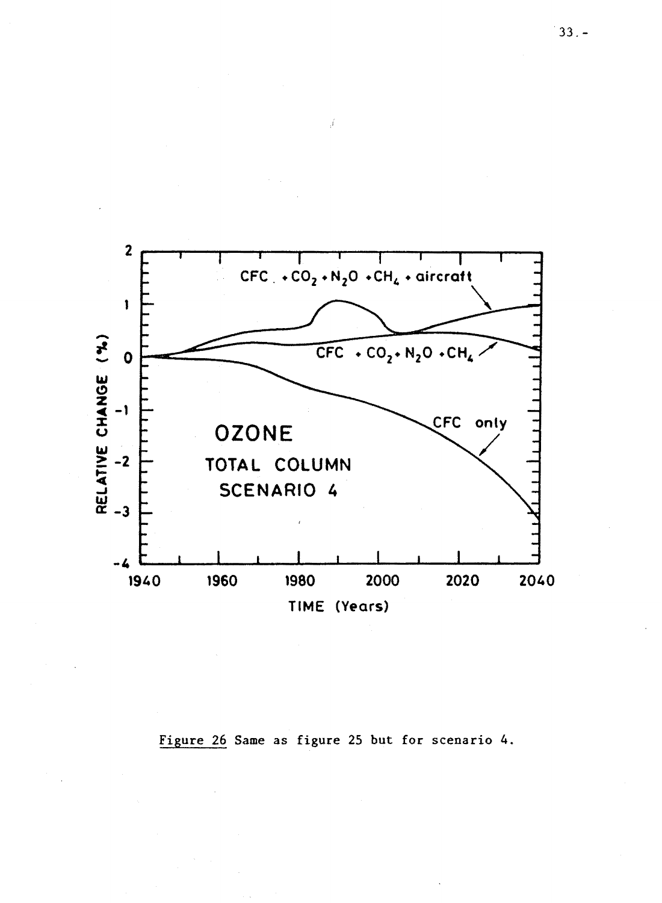OZONE
TOTAL COLUMN
SCENARIO 4

$CFC + CO_2 + N_2O + CH_4$ + aircraft

$CFC + CO_2 + N_2O + CH_4$

CFC only

RELATIVE CHANGE (%)

2
1
0
-1
-2
-3
-4

1940
1960
1980
2000
2020
2040

TIME (Years)

Figure 26 Same as figure 25 but for scenario 4.